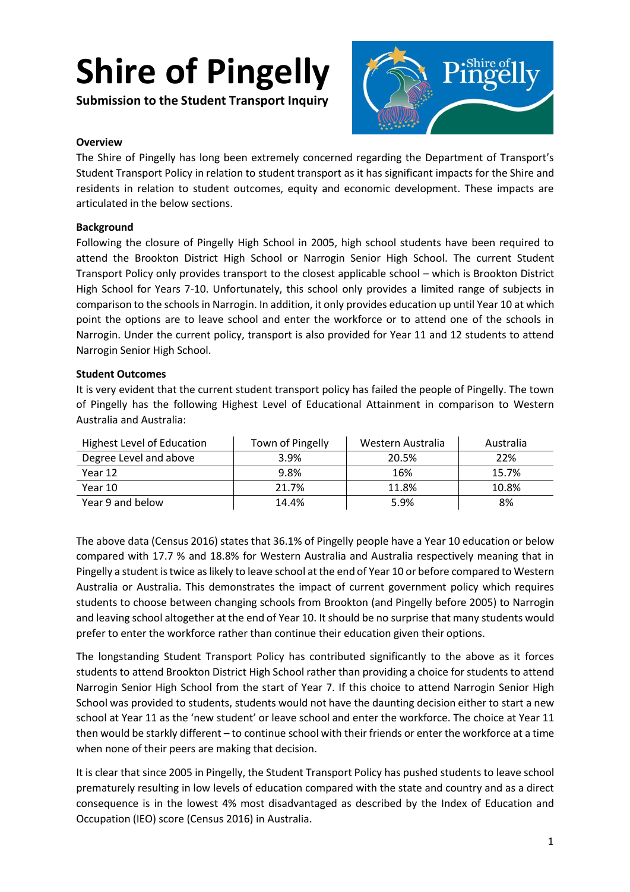# Shire of Pingelly

**Submission to the Student Transport Inquiry**

## Overview

The Shire of Pingelly has long been extremely concerned regarding the Department of Transport's Student Transport Policy in relation to student transport as it has significant impacts for the Shire and residents in relation to student outcomes, equity and economic development. These impacts are articulated in the below sections.

## Background

Following the closure of Pingelly High School in 2005, high school students have been required to attend the Brookton District High School or Narrogin Senior High School. The current Student Transport Policy only provides transport to the closest applicable school – which is Brookton District High School for Years 7-10. Unfortunately, this school only provides a limited range of subjects in comparison to the schools in Narrogin. In addition, it only provides education up until Year 10 at which point the options are to leave school and enter the workforce or to attend one of the schools in Narrogin. Under the current policy, transport is also provided for Year 11 and 12 students to attend Narrogin Senior High School.

## Student Outcomes

It is very evident that the current student transport policy has failed the people of Pingelly. The town of Pingelly has the following Highest Level of Educational Attainment in comparison to Western Australia and Australia:

| Highest Level of Education | Town of Pingelly | Western Australia | Australia |
|---|---|---|---|
| Degree Level and above | 3.9% | 20.5% | 22% |
| Year 12 | 9.8% | 16% | 15.7% |
| Year 10 | 21.7% | 11.8% | 10.8% |
| Year 9 and below | 14.4% | 5.9% | 8% |

The above data (Census 2016) states that 36.1% of Pingelly people have a Year 10 education or below compared with 17.7 % and 18.8% for Western Australia and Australia respectively meaning that in Pingelly a student is twice as likely to leave school at the end of Year 10 or before compared to Western Australia or Australia. This demonstrates the impact of current government policy which requires students to choose between changing schools from Brookton (and Pingelly before 2005) to Narrogin and leaving school altogether at the end of Year 10. It should be no surprise that many students would prefer to enter the workforce rather than continue their education given their options.

The longstanding Student Transport Policy has contributed significantly to the above as it forces students to attend Brookton District High School rather than providing a choice for students to attend Narrogin Senior High School from the start of Year 7. If this choice to attend Narrogin Senior High School was provided to students, students would not have the daunting decision either to start a new school at Year 11 as the 'new student' or leave school and enter the workforce. The choice at Year 11 then would be starkly different – to continue school with their friends or enter the workforce at a time when none of their peers are making that decision.

It is clear that since 2005 in Pingelly, the Student Transport Policy has pushed students to leave school prematurely resulting in low levels of education compared with the state and country and as a direct consequence is in the lowest 4% most disadvantaged as described by the Index of Education and Occupation (IEO) score (Census 2016) in Australia.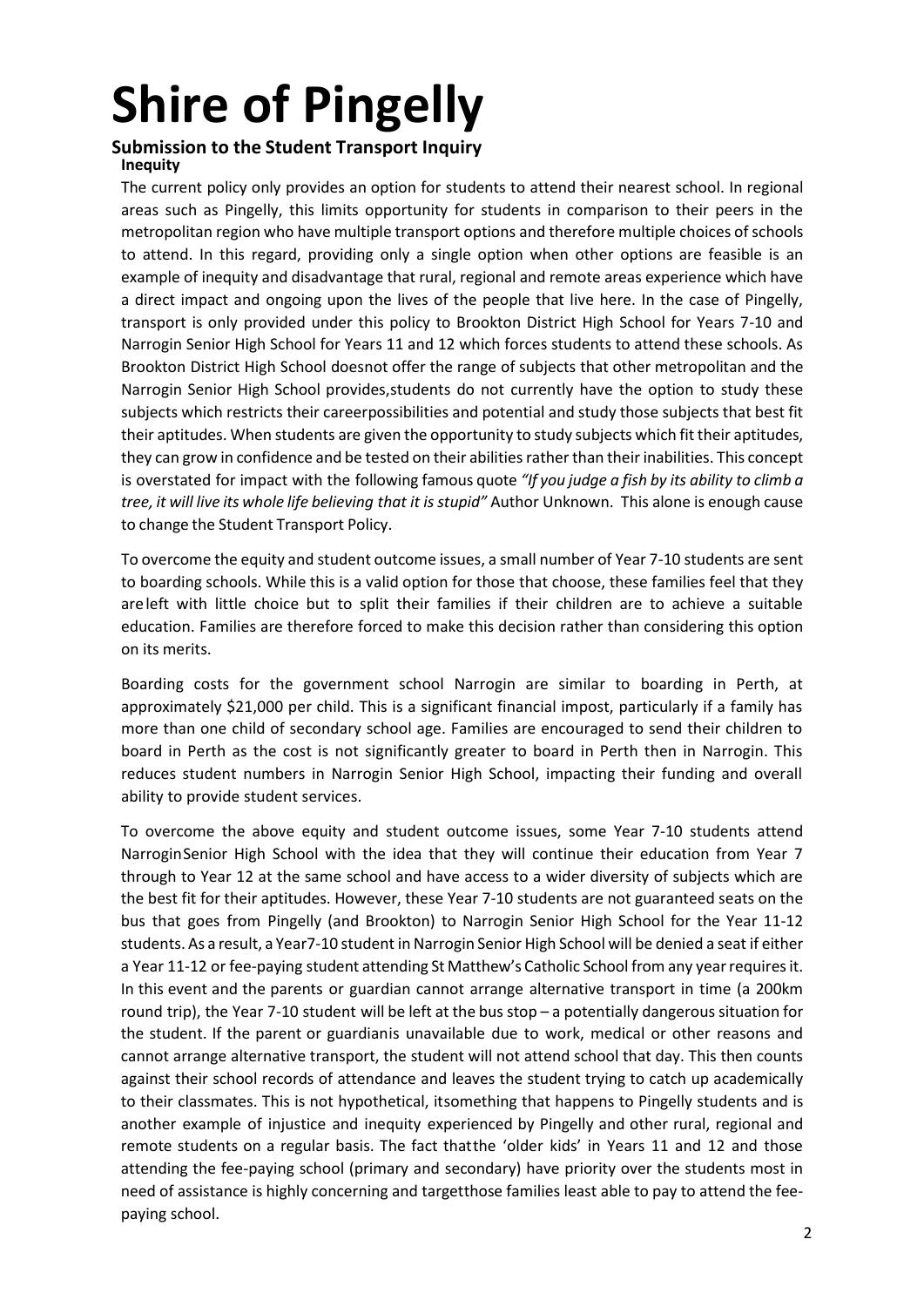# Shire of Pingelly

## Submission to the Student Transport Inquiry

### Inequity

The current policy only provides an option for students to attend their nearest school. In regional areas such as Pingelly, this limits opportunity for students in comparison to their peers in the metropolitan region who have multiple transport options and therefore multiple choices of schools to attend. In this regard, providing only a single option when other options are feasible is an example of inequity and disadvantage that rural, regional and remote areas experience which have a direct impact and ongoing upon the lives of the people that live here. In the case of Pingelly, transport is only provided under this policy to Brookton District High School for Years 7-10 and Narrogin Senior High School for Years 11 and 12 which forces students to attend these schools. As Brookton District High School doesnot offer the range of subjects that other metropolitan and the Narrogin Senior High School provides,students do not currently have the option to study these subjects which restricts their careerpossibilities and potential and study those subjects that best fit their aptitudes. When students are given the opportunity to study subjects which fit their aptitudes, they can grow in confidence and be tested on their abilities rather than their inabilities. This concept is overstated for impact with the following famous quote *"If you judge a fish by its ability to climb a tree, it will live its whole life believing that it is stupid"* Author Unknown. This alone is enough cause to change the Student Transport Policy.

To overcome the equity and student outcome issues, a small number of Year 7-10 students are sent to boarding schools. While this is a valid option for those that choose, these families feel that they are left with little choice but to split their families if their children are to achieve a suitable education. Families are therefore forced to make this decision rather than considering this option on its merits.

Boarding costs for the government school Narrogin are similar to boarding in Perth, at approximately $21,000 per child. This is a significant financial impost, particularly if a family has more than one child of secondary school age. Families are encouraged to send their children to board in Perth as the cost is not significantly greater to board in Perth then in Narrogin. This reduces student numbers in Narrogin Senior High School, impacting their funding and overall ability to provide student services.

To overcome the above equity and student outcome issues, some Year 7-10 students attend NarroginSenior High School with the idea that they will continue their education from Year 7 through to Year 12 at the same school and have access to a wider diversity of subjects which are the best fit for their aptitudes. However, these Year 7-10 students are not guaranteed seats on the bus that goes from Pingelly (and Brookton) to Narrogin Senior High School for the Year 11-12 students. As a result, a Year7-10 student in Narrogin Senior High School will be denied a seat if either a Year 11-12 or fee-paying student attending St Matthew's Catholic School from any year requires it. In this event and the parents or guardian cannot arrange alternative transport in time (a 200km round trip), the Year 7-10 student will be left at the bus stop – a potentially dangerous situation for the student. If the parent or guardianis unavailable due to work, medical or other reasons and cannot arrange alternative transport, the student will not attend school that day. This then counts against their school records of attendance and leaves the student trying to catch up academically to their classmates. This is not hypothetical, itsomething that happens to Pingelly students and is another example of injustice and inequity experienced by Pingelly and other rural, regional and remote students on a regular basis. The fact thatthe 'older kids' in Years 11 and 12 and those attending the fee-paying school (primary and secondary) have priority over the students most in need of assistance is highly concerning and targetthose families least able to pay to attend the fee-paying school.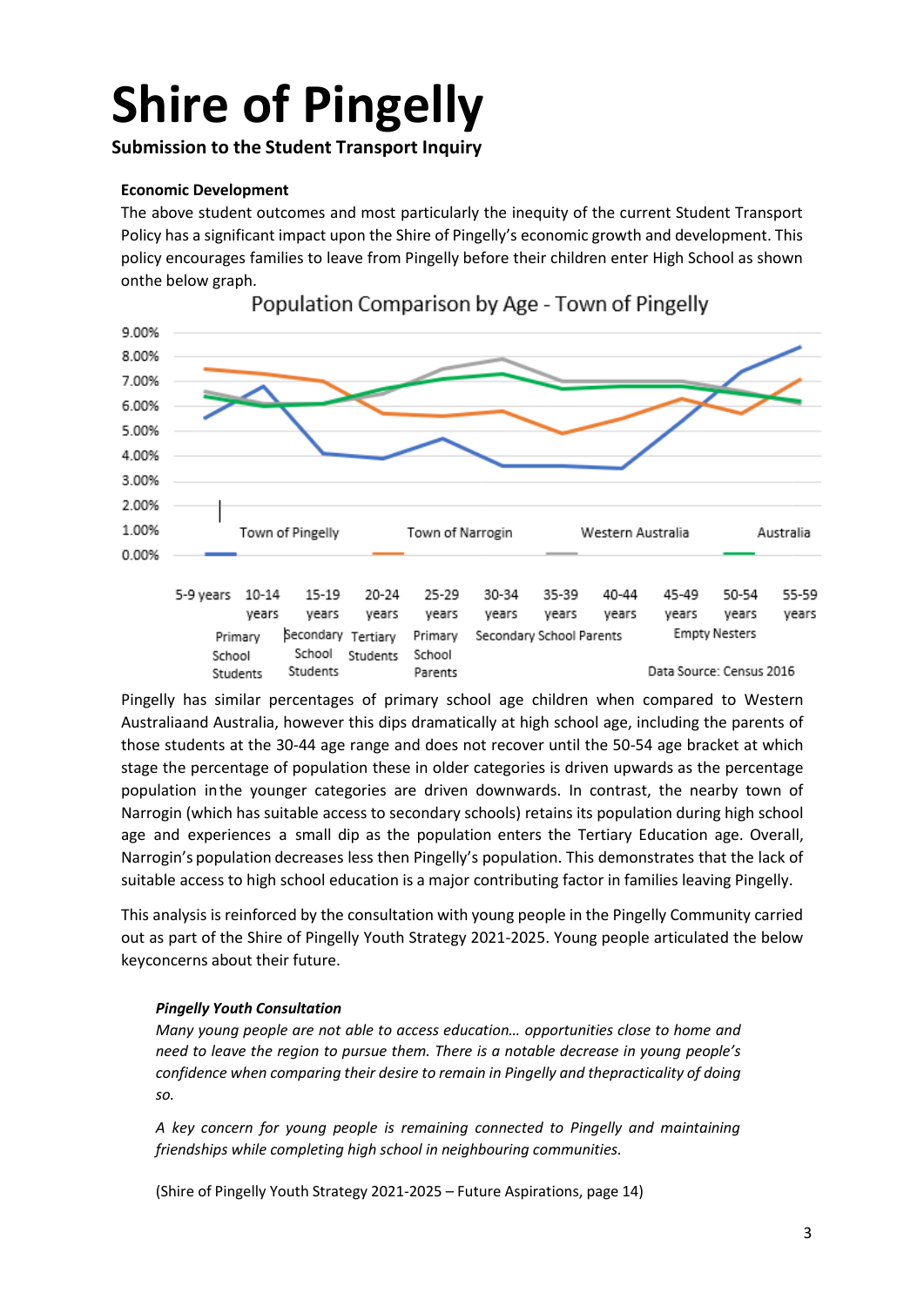### Economic Development

The above student outcomes and most particularly the inequity of the current Student Transport Policy has a significant impact upon the Shire of Pingelly's economic growth and development. This policy encourages families to leave from Pingelly before their children enter High School as shown onthe below graph.

**Population Comparison by Age - Town of Pingelly**

Series: Town of Pingelly, Town of Narrogin, Western Australia, Australia

Age groups: 5-9 years, 10-14 years, 15-19 years, 20-24 years, 25-29 years, 30-34 years, 35-39 years, 40-44 years, 45-49 years, 50-54 years, 55-59 years

Life-stage labels: Primary School Students; Secondary School Students; Tertiary Students; Primary School Parents; Secondary School Parents; Empty Nesters

Data Source: Census 2016

Pingelly has similar percentages of primary school age children when compared to Western Australiaand Australia, however this dips dramatically at high school age, including the parents of those students at the 30-44 age range and does not recover until the 50-54 age bracket at which stage the percentage of population these in older categories is driven upwards as the percentage population inthe younger categories are driven downwards. In contrast, the nearby town of Narrogin (which has suitable access to secondary schools) retains its population during high school age and experiences a small dip as the population enters the Tertiary Education age. Overall, Narrogin's population decreases less then Pingelly's population. This demonstrates that the lack of suitable access to high school education is a major contributing factor in families leaving Pingelly.

This analysis is reinforced by the consultation with young people in the Pingelly Community carried out as part of the Shire of Pingelly Youth Strategy 2021-2025. Young people articulated the below keyconcerns about their future.

> ***Pingelly Youth Consultation***
>
> *Many young people are not able to access education… opportunities close to home and need to leave the region to pursue them. There is a notable decrease in young people's confidence when comparing their desire to remain in Pingelly and thepracticality of doing so.*
>
> *A key concern for young people is remaining connected to Pingelly and maintaining friendships while completing high school in neighbouring communities.*
>
> (Shire of Pingelly Youth Strategy 2021-2025 – Future Aspirations, page 14)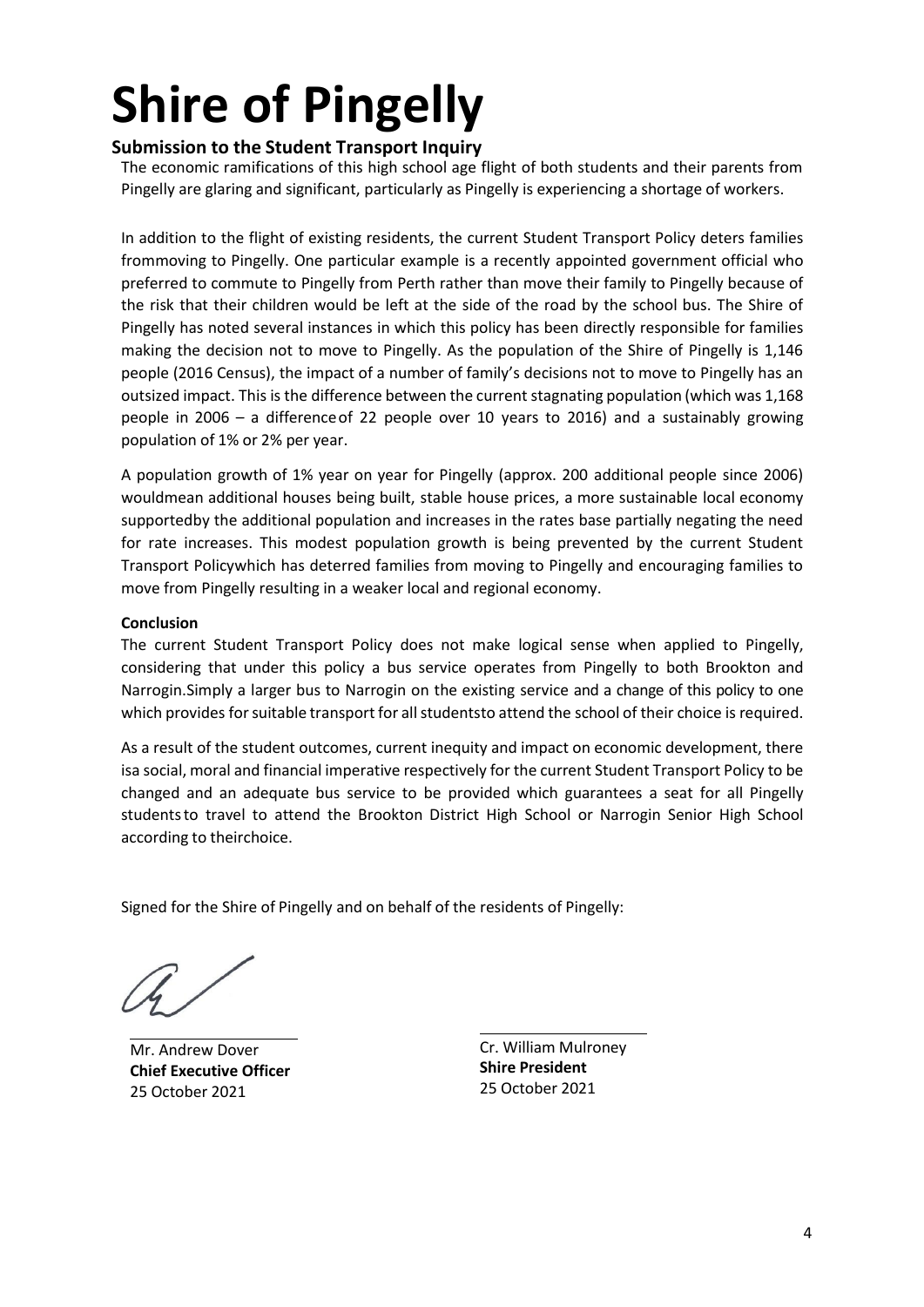# Shire of Pingelly

## Submission to the Student Transport Inquiry

The economic ramifications of this high school age flight of both students and their parents from Pingelly are glaring and significant, particularly as Pingelly is experiencing a shortage of workers.

In addition to the flight of existing residents, the current Student Transport Policy deters families frommoving to Pingelly. One particular example is a recently appointed government official who preferred to commute to Pingelly from Perth rather than move their family to Pingelly because of the risk that their children would be left at the side of the road by the school bus. The Shire of Pingelly has noted several instances in which this policy has been directly responsible for families making the decision not to move to Pingelly. As the population of the Shire of Pingelly is 1,146 people (2016 Census), the impact of a number of family's decisions not to move to Pingelly has an outsized impact. This is the difference between the current stagnating population (which was 1,168 people in 2006 – a differenceof 22 people over 10 years to 2016) and a sustainably growing population of 1% or 2% per year.

A population growth of 1% year on year for Pingelly (approx. 200 additional people since 2006) wouldmean additional houses being built, stable house prices, a more sustainable local economy supportedby the additional population and increases in the rates base partially negating the need for rate increases. This modest population growth is being prevented by the current Student Transport Policywhich has deterred families from moving to Pingelly and encouraging families to move from Pingelly resulting in a weaker local and regional economy.

**Conclusion**

The current Student Transport Policy does not make logical sense when applied to Pingelly, considering that under this policy a bus service operates from Pingelly to both Brookton and Narrogin.Simply a larger bus to Narrogin on the existing service and a change of this policy to one which provides for suitable transport for all studentsto attend the school of their choice is required.

As a result of the student outcomes, current inequity and impact on economic development, there isa social, moral and financial imperative respectively for the current Student Transport Policy to be changed and an adequate bus service to be provided which guarantees a seat for all Pingelly studentsto travel to attend the Brookton District High School or Narrogin Senior High School according to theirchoice.

Signed for the Shire of Pingelly and on behalf of the residents of Pingelly:

Mr. Andrew Dover
**Chief Executive Officer**
25 October 2021

Cr. William Mulroney
**Shire President**
25 October 2021